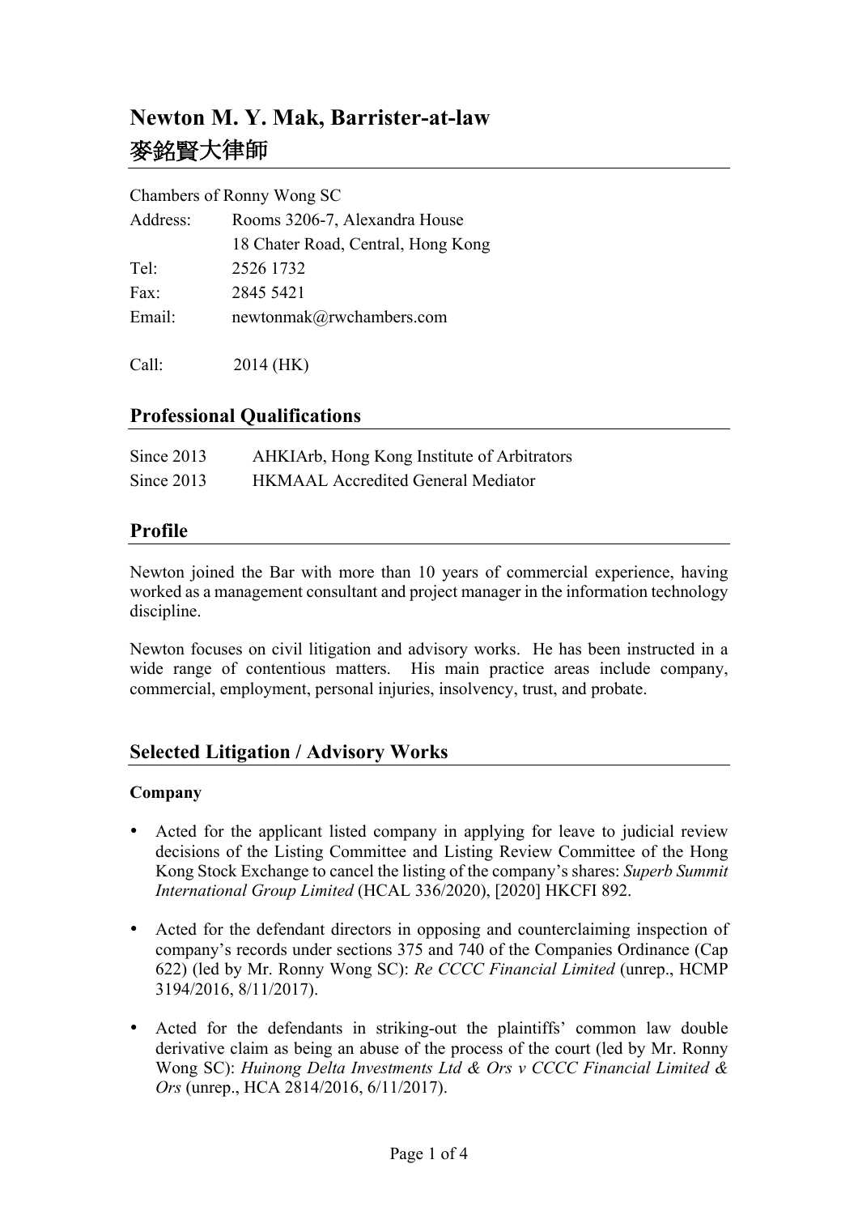# Newton M. Y. Mak, Barrister-at-law
# 麥銘賢大律師

Chambers of Ronny Wong SC

| | |
|---|---|
| Address: | Rooms 3206-7, Alexandra House |
| | 18 Chater Road, Central, Hong Kong |
| Tel: | 2526 1732 |
| Fax: | 2845 5421 |
| Email: | newtonmak@rwchambers.com |
| | |
| Call: | 2014 (HK) |

## Professional Qualifications

| | |
|---|---|
| Since 2013 | AHKIArb, Hong Kong Institute of Arbitrators |
| Since 2013 | HKMAAL Accredited General Mediator |

## Profile

Newton joined the Bar with more than 10 years of commercial experience, having worked as a management consultant and project manager in the information technology discipline.

Newton focuses on civil litigation and advisory works. He has been instructed in a wide range of contentious matters. His main practice areas include company, commercial, employment, personal injuries, insolvency, trust, and probate.

## Selected Litigation / Advisory Works

**Company**

- Acted for the applicant listed company in applying for leave to judicial review decisions of the Listing Committee and Listing Review Committee of the Hong Kong Stock Exchange to cancel the listing of the company's shares: *Superb Summit International Group Limited* (HCAL 336/2020), [2020] HKCFI 892.

- Acted for the defendant directors in opposing and counterclaiming inspection of company's records under sections 375 and 740 of the Companies Ordinance (Cap 622) (led by Mr. Ronny Wong SC): *Re CCCC Financial Limited* (unrep., HCMP 3194/2016, 8/11/2017).

- Acted for the defendants in striking-out the plaintiffs' common law double derivative claim as being an abuse of the process of the court (led by Mr. Ronny Wong SC): *Huinong Delta Investments Ltd & Ors v CCCC Financial Limited & Ors* (unrep., HCA 2814/2016, 6/11/2017).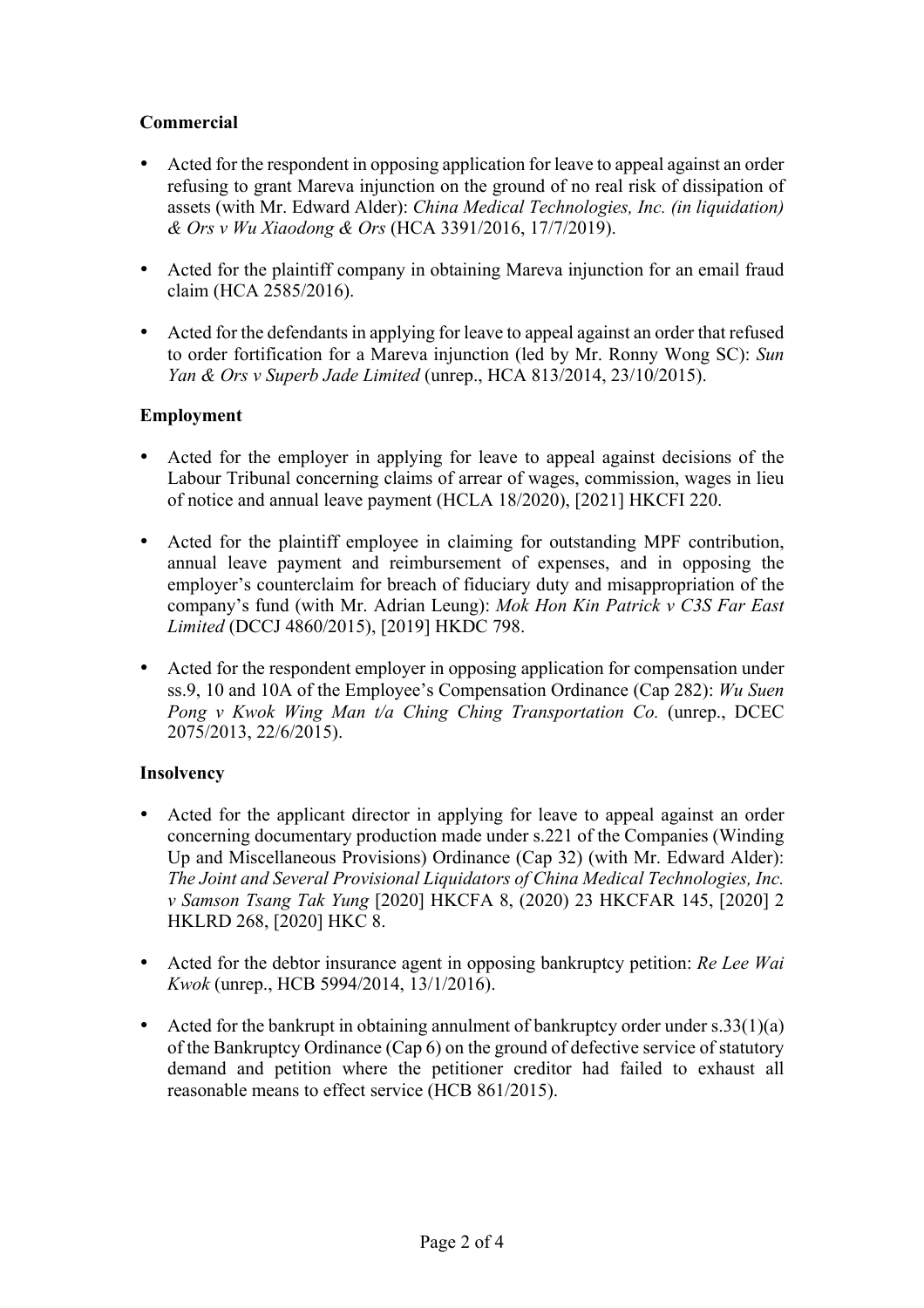**Commercial**

- Acted for the respondent in opposing application for leave to appeal against an order refusing to grant Mareva injunction on the ground of no real risk of dissipation of assets (with Mr. Edward Alder): *China Medical Technologies, Inc. (in liquidation) & Ors v Wu Xiaodong & Ors* (HCA 3391/2016, 17/7/2019).
- Acted for the plaintiff company in obtaining Mareva injunction for an email fraud claim (HCA 2585/2016).
- Acted for the defendants in applying for leave to appeal against an order that refused to order fortification for a Mareva injunction (led by Mr. Ronny Wong SC): *Sun Yan & Ors v Superb Jade Limited* (unrep., HCA 813/2014, 23/10/2015).

**Employment**

- Acted for the employer in applying for leave to appeal against decisions of the Labour Tribunal concerning claims of arrear of wages, commission, wages in lieu of notice and annual leave payment (HCLA 18/2020), [2021] HKCFI 220.
- Acted for the plaintiff employee in claiming for outstanding MPF contribution, annual leave payment and reimbursement of expenses, and in opposing the employer's counterclaim for breach of fiduciary duty and misappropriation of the company's fund (with Mr. Adrian Leung): *Mok Hon Kin Patrick v C3S Far East Limited* (DCCJ 4860/2015), [2019] HKDC 798.
- Acted for the respondent employer in opposing application for compensation under ss.9, 10 and 10A of the Employee's Compensation Ordinance (Cap 282): *Wu Suen Pong v Kwok Wing Man t/a Ching Ching Transportation Co.* (unrep., DCEC 2075/2013, 22/6/2015).

**Insolvency**

- Acted for the applicant director in applying for leave to appeal against an order concerning documentary production made under s.221 of the Companies (Winding Up and Miscellaneous Provisions) Ordinance (Cap 32) (with Mr. Edward Alder): *The Joint and Several Provisional Liquidators of China Medical Technologies, Inc. v Samson Tsang Tak Yung* [2020] HKCFA 8, (2020) 23 HKCFAR 145, [2020] 2 HKLRD 268, [2020] HKC 8.
- Acted for the debtor insurance agent in opposing bankruptcy petition: *Re Lee Wai Kwok* (unrep., HCB 5994/2014, 13/1/2016).
- Acted for the bankrupt in obtaining annulment of bankruptcy order under s.33(1)(a) of the Bankruptcy Ordinance (Cap 6) on the ground of defective service of statutory demand and petition where the petitioner creditor had failed to exhaust all reasonable means to effect service (HCB 861/2015).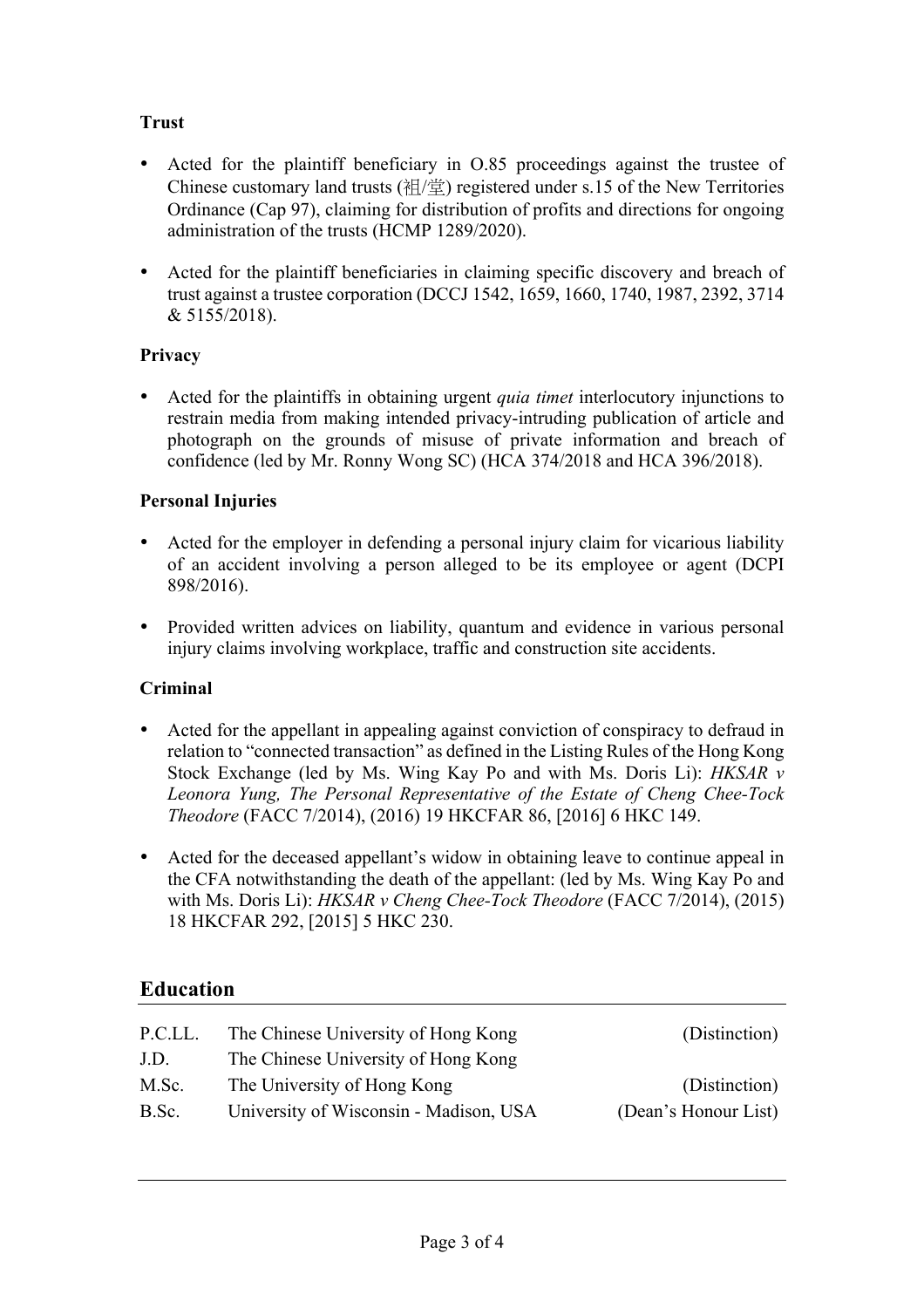**Trust**

- Acted for the plaintiff beneficiary in O.85 proceedings against the trustee of Chinese customary land trusts (祖/堂) registered under s.15 of the New Territories Ordinance (Cap 97), claiming for distribution of profits and directions for ongoing administration of the trusts (HCMP 1289/2020).
- Acted for the plaintiff beneficiaries in claiming specific discovery and breach of trust against a trustee corporation (DCCJ 1542, 1659, 1660, 1740, 1987, 2392, 3714 & 5155/2018).

**Privacy**

- Acted for the plaintiffs in obtaining urgent *quia timet* interlocutory injunctions to restrain media from making intended privacy-intruding publication of article and photograph on the grounds of misuse of private information and breach of confidence (led by Mr. Ronny Wong SC) (HCA 374/2018 and HCA 396/2018).

**Personal Injuries**

- Acted for the employer in defending a personal injury claim for vicarious liability of an accident involving a person alleged to be its employee or agent (DCPI 898/2016).
- Provided written advices on liability, quantum and evidence in various personal injury claims involving workplace, traffic and construction site accidents.

**Criminal**

- Acted for the appellant in appealing against conviction of conspiracy to defraud in relation to "connected transaction" as defined in the Listing Rules of the Hong Kong Stock Exchange (led by Ms. Wing Kay Po and with Ms. Doris Li): *HKSAR v Leonora Yung, The Personal Representative of the Estate of Cheng Chee-Tock Theodore* (FACC 7/2014), (2016) 19 HKCFAR 86, [2016] 6 HKC 149.
- Acted for the deceased appellant's widow in obtaining leave to continue appeal in the CFA notwithstanding the death of the appellant: (led by Ms. Wing Kay Po and with Ms. Doris Li): *HKSAR v Cheng Chee-Tock Theodore* (FACC 7/2014), (2015) 18 HKCFAR 292, [2015] 5 HKC 230.

## Education

| | | |
|---|---|---|
| P.C.LL. | The Chinese University of Hong Kong | (Distinction) |
| J.D. | The Chinese University of Hong Kong | |
| M.Sc. | The University of Hong Kong | (Distinction) |
| B.Sc. | University of Wisconsin - Madison, USA | (Dean's Honour List) |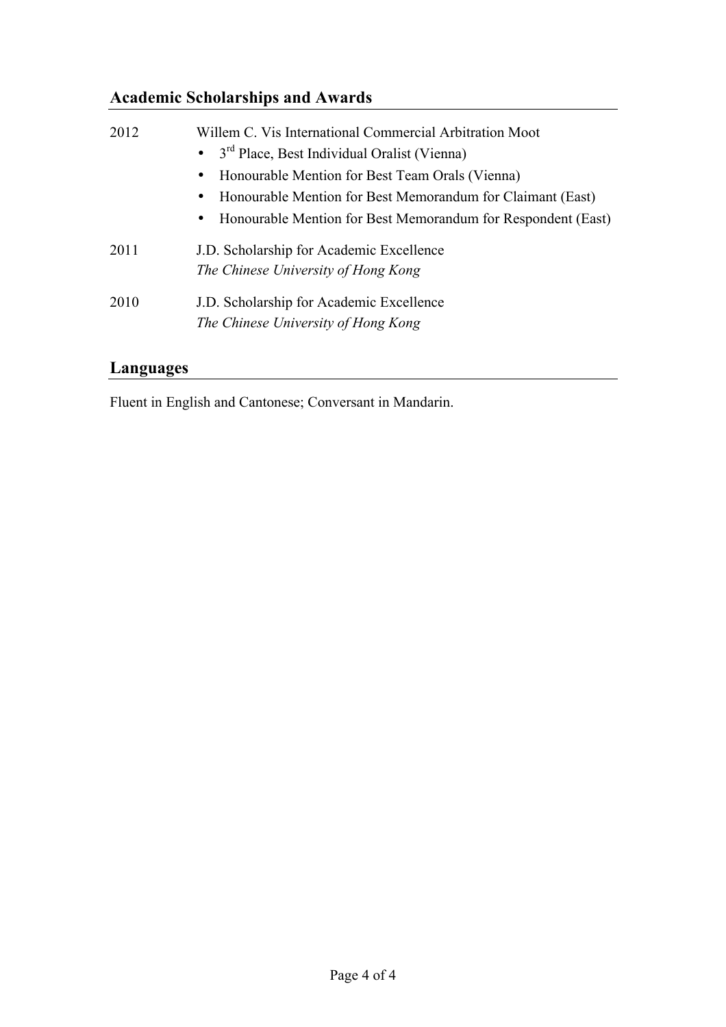## Academic Scholarships and Awards

2012 Willem C. Vis International Commercial Arbitration Moot

- 3rd Place, Best Individual Oralist (Vienna)
- Honourable Mention for Best Team Orals (Vienna)
- Honourable Mention for Best Memorandum for Claimant (East)
- Honourable Mention for Best Memorandum for Respondent (East)

2011 J.D. Scholarship for Academic Excellence
*The Chinese University of Hong Kong*

2010 J.D. Scholarship for Academic Excellence
*The Chinese University of Hong Kong*

## Languages

Fluent in English and Cantonese; Conversant in Mandarin.